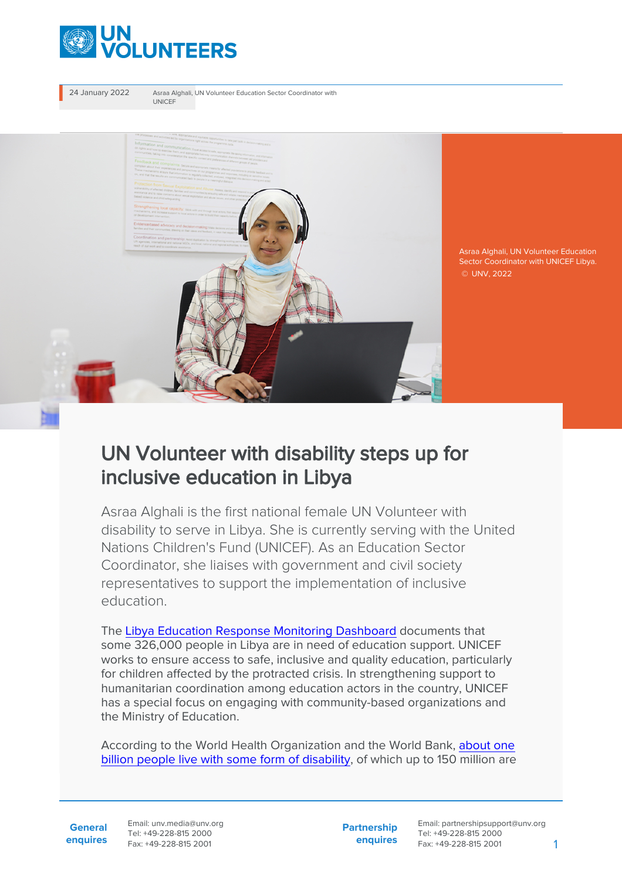24 January 2022

Asraa Alghali, UN Volunteer Education Sector Coordinator with UNICEF

Asraa Alghali, UN Volunteer Education Sector Coordinator with UNICEF Libya. © UNV, 2022

# UN Volunteer with disability steps up for inclusive education in Libya

Asraa Alghali is the first national female UN Volunteer with disability to serve in Libya. She is currently serving with the United Nations Children's Fund (UNICEF). As an Education Sector Coordinator, she liaises with government and civil society representatives to support the implementation of inclusive education.

The Libya Education Response Monitoring Dashboard documents that some 326,000 people in Libya are in need of education support. UNICEF works to ensure access to safe, inclusive and quality education, particularly for children affected by the protracted crisis. In strengthening support to humanitarian coordination among education actors in the country, UNICEF has a special focus on engaging with community-based organizations and the Ministry of Education.

According to the World Health Organization and the World Bank, about one billion people live with some form of disability, of which up to 150 million are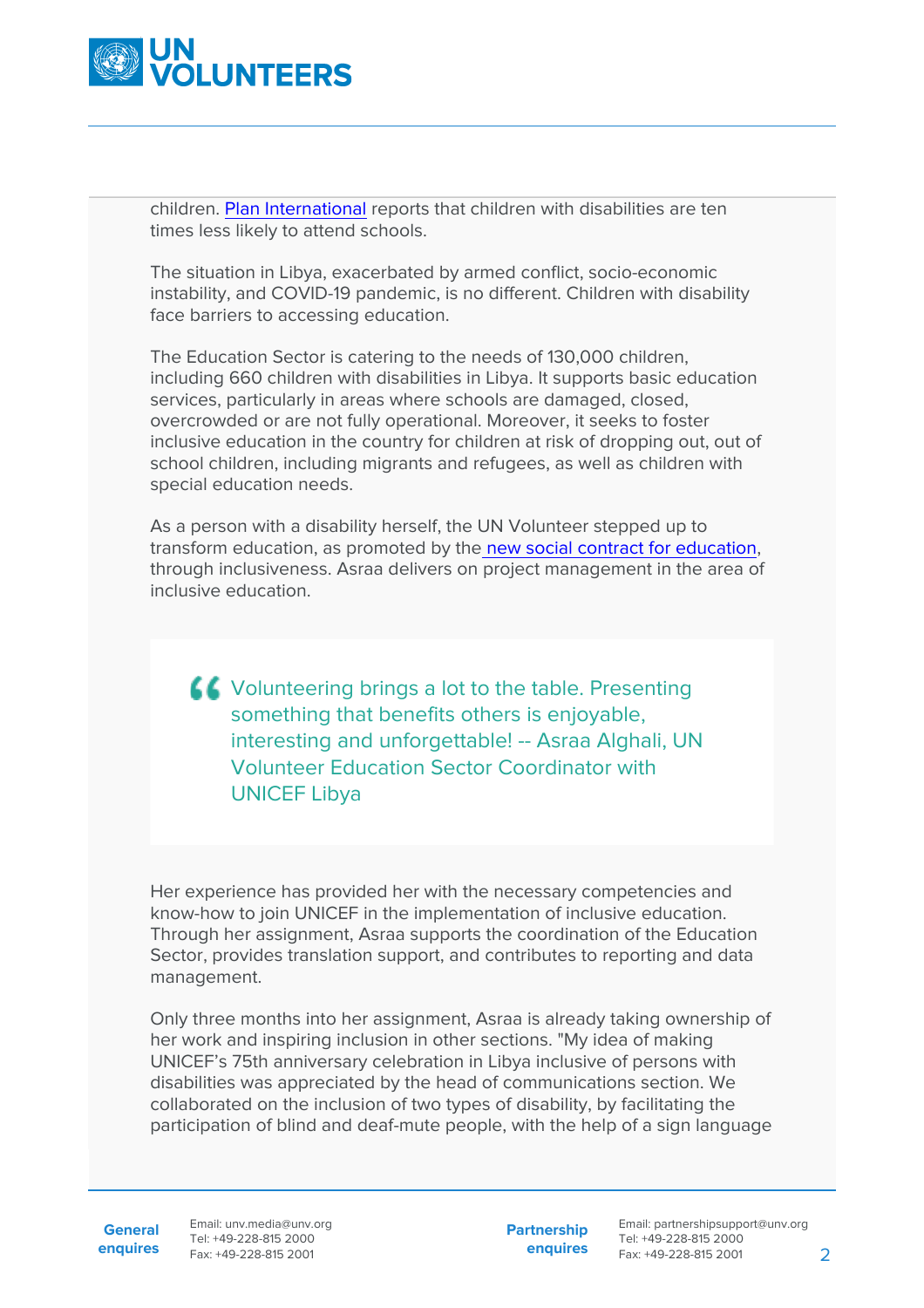children. Plan International reports that children with disabilities are ten times less likely to attend schools.

The situation in Libya, exacerbated by armed conflict, socio-economic instability, and COVID-19 pandemic, is no different. Children with disability face barriers to accessing education.

The Education Sector is catering to the needs of 130,000 children, including 660 children with disabilities in Libya. It supports basic education services, particularly in areas where schools are damaged, closed, overcrowded or are not fully operational. Moreover, it seeks to foster inclusive education in the country for children at risk of dropping out, out of school children, including migrants and refugees, as well as children with special education needs.

As a person with a disability herself, the UN Volunteer stepped up to transform education, as promoted by the new social contract for education, through inclusiveness. Asraa delivers on project management in the area of inclusive education.

> Volunteering brings a lot to the table. Presenting something that benefits others is enjoyable, interesting and unforgettable! -- Asraa Alghali, UN Volunteer Education Sector Coordinator with UNICEF Libya

Her experience has provided her with the necessary competencies and know-how to join UNICEF in the implementation of inclusive education. Through her assignment, Asraa supports the coordination of the Education Sector, provides translation support, and contributes to reporting and data management.

Only three months into her assignment, Asraa is already taking ownership of her work and inspiring inclusion in other sections. "My idea of making UNICEF's 75th anniversary celebration in Libya inclusive of persons with disabilities was appreciated by the head of communications section. We collaborated on the inclusion of two types of disability, by facilitating the participation of blind and deaf-mute people, with the help of a sign language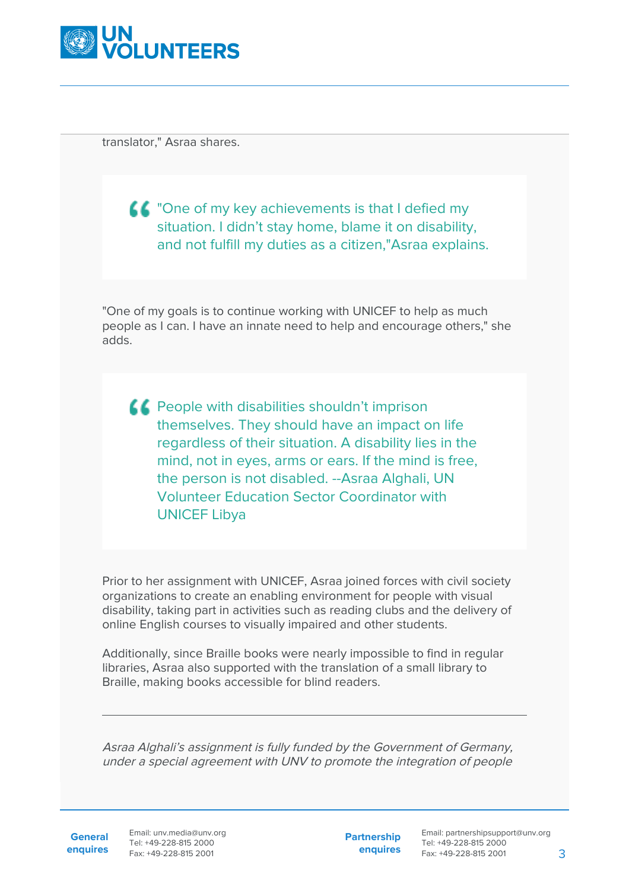translator," Asraa shares.

> "One of my key achievements is that I defied my situation. I didn't stay home, blame it on disability, and not fulfill my duties as a citizen,"Asraa explains.

"One of my goals is to continue working with UNICEF to help as much people as I can. I have an innate need to help and encourage others," she adds.

> People with disabilities shouldn't imprison themselves. They should have an impact on life regardless of their situation. A disability lies in the mind, not in eyes, arms or ears. If the mind is free, the person is not disabled. --Asraa Alghali, UN Volunteer Education Sector Coordinator with UNICEF Libya

Prior to her assignment with UNICEF, Asraa joined forces with civil society organizations to create an enabling environment for people with visual disability, taking part in activities such as reading clubs and the delivery of online English courses to visually impaired and other students.

Additionally, since Braille books were nearly impossible to find in regular libraries, Asraa also supported with the translation of a small library to Braille, making books accessible for blind readers.

---

*Asraa Alghali's assignment is fully funded by the Government of Germany, under a special agreement with UNV to promote the integration of people*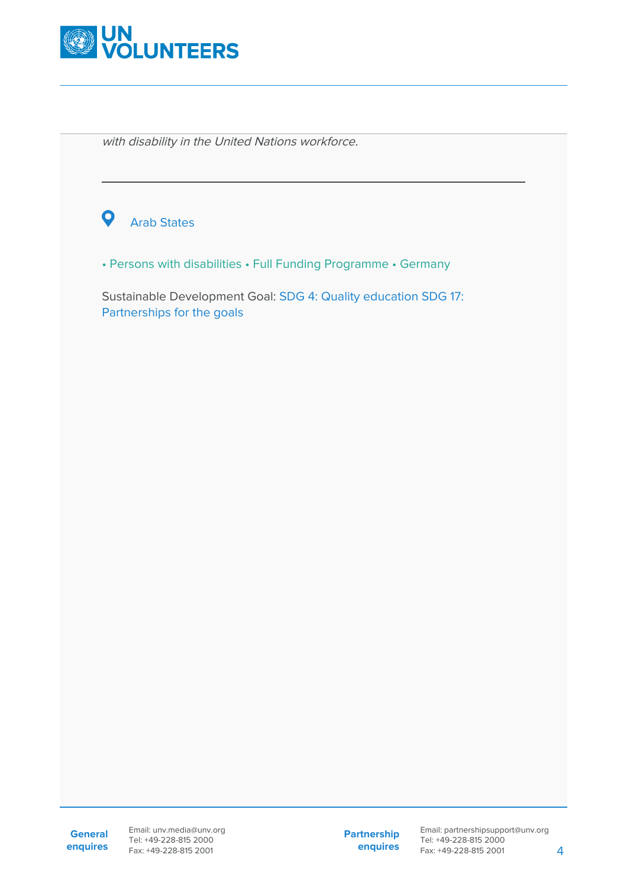*with disability in the United Nations workforce.*

---

Arab States

• Persons with disabilities • Full Funding Programme • Germany

Sustainable Development Goal: SDG 4: Quality education SDG 17: Partnerships for the goals

**General enquires**

Email: unv.media@unv.org
Tel: +49-228-815 2000
Fax: +49-228-815 2001

**Partnership enquires**

Email: partnershipsupport@unv.org
Tel: +49-228-815 2000
Fax: +49-228-815 2001